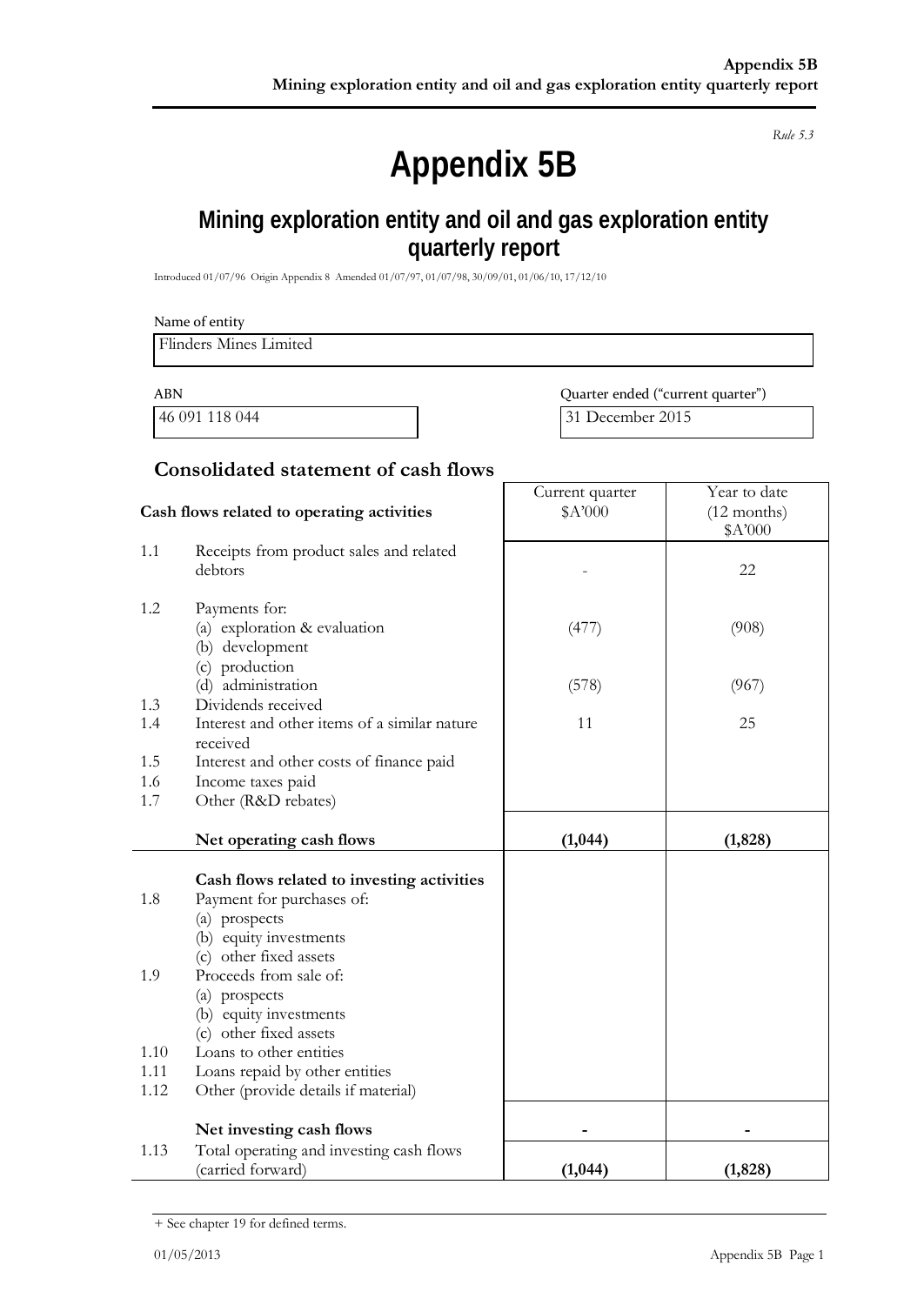*Rule 5.3*

# Appendix 5B

## Mining exploration entity and oil and gas exploration entity quarterly report

Introduced 01/07/96 Origin Appendix 8 Amended 01/07/97, 01/07/98, 30/09/01, 01/06/10, 17/12/10

Name of entity

Flinders Mines Limited

| ABN | Quarter ended ("current quarter") |
|---|---|
| 46 091 118 044 | 31 December 2015 |

### Consolidated statement of cash flows

| | Cash flows related to operating activities | Current quarter $A'000 | Year to date (12 months) $A'000 |
|---|---|---|---|
| 1.1 | Receipts from product sales and related debtors | - | 22 |
| 1.2 | Payments for: (a) exploration & evaluation | (477) | (908) |
| | (b) development | | |
| | (c) production | | |
| | (d) administration | (578) | (967) |
| 1.3 | Dividends received | | |
| 1.4 | Interest and other items of a similar nature received | 11 | 25 |
| 1.5 | Interest and other costs of finance paid | | |
| 1.6 | Income taxes paid | | |
| 1.7 | Other (R&D rebates) | | |
| | **Net operating cash flows** | **(1,044)** | **(1,828)** |
| | **Cash flows related to investing activities** | | |
| 1.8 | Payment for purchases of: (a) prospects | | |
| | (b) equity investments | | |
| | (c) other fixed assets | | |
| 1.9 | Proceeds from sale of: (a) prospects | | |
| | (b) equity investments | | |
| | (c) other fixed assets | | |
| 1.10 | Loans to other entities | | |
| 1.11 | Loans repaid by other entities | | |
| 1.12 | Other (provide details if material) | | |
| | **Net investing cash flows** | **-** | **-** |
| 1.13 | Total operating and investing cash flows (carried forward) | **(1,044)** | **(1,828)** |

+ See chapter 19 for defined terms.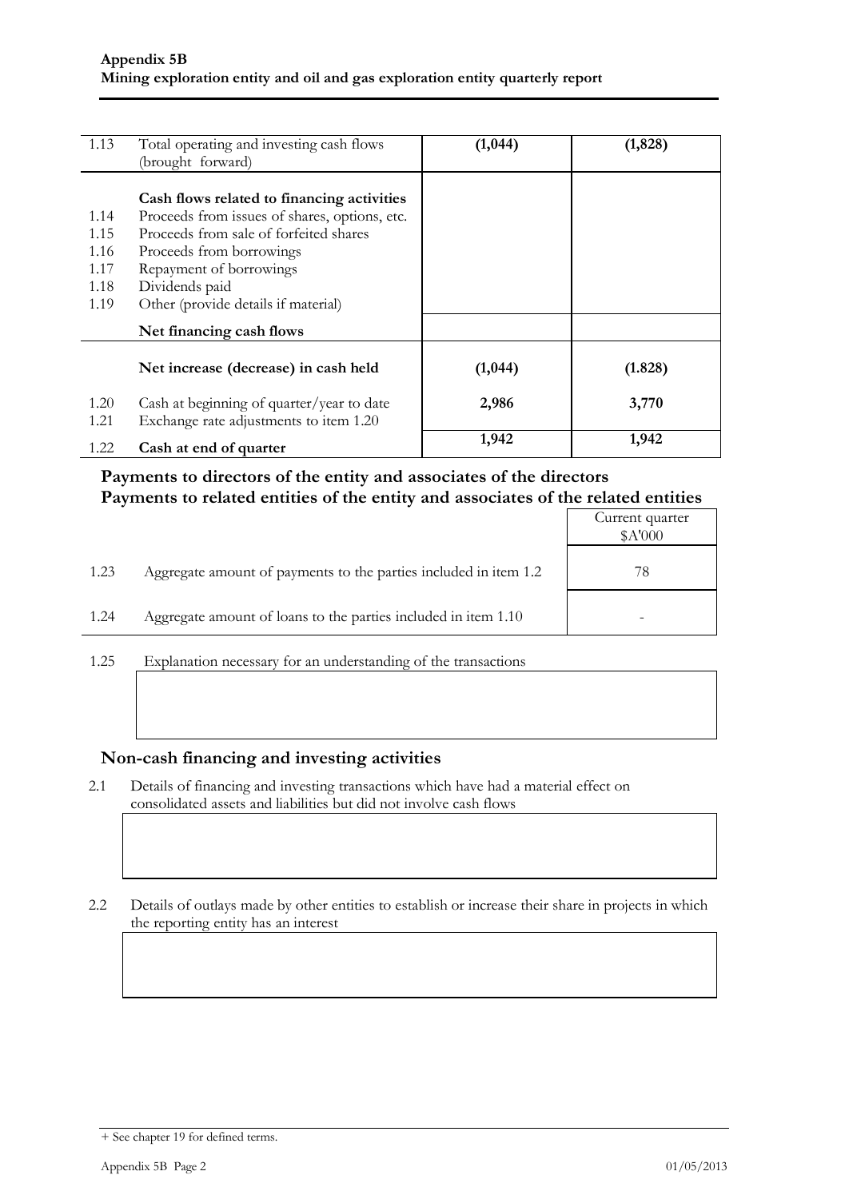| | | | |
|---|---|---|---|
| 1.13 | Total operating and investing cash flows (brought forward) | **(1,044)** | **(1,828)** |
| | **Cash flows related to financing activities** | | |
| 1.14 | Proceeds from issues of shares, options, etc. | | |
| 1.15 | Proceeds from sale of forfeited shares | | |
| 1.16 | Proceeds from borrowings | | |
| 1.17 | Repayment of borrowings | | |
| 1.18 | Dividends paid | | |
| 1.19 | Other (provide details if material) | | |
| | **Net financing cash flows** | | |
| | **Net increase (decrease) in cash held** | **(1,044)** | **(1.828)** |
| 1.20 | Cash at beginning of quarter/year to date | **2,986** | **3,770** |
| 1.21 | Exchange rate adjustments to item 1.20 | | |
| 1.22 | **Cash at end of quarter** | **1,942** | **1,942** |

## Payments to directors of the entity and associates of the directors
## Payments to related entities of the entity and associates of the related entities

| | | Current quarter $A'000 |
|---|---|---|
| 1.23 | Aggregate amount of payments to the parties included in item 1.2 | 78 |
| 1.24 | Aggregate amount of loans to the parties included in item 1.10 | - |

1.25 Explanation necessary for an understanding of the transactions

## Non-cash financing and investing activities

2.1 Details of financing and investing transactions which have had a material effect on consolidated assets and liabilities but did not involve cash flows

2.2 Details of outlays made by other entities to establish or increase their share in projects in which the reporting entity has an interest

+ See chapter 19 for defined terms.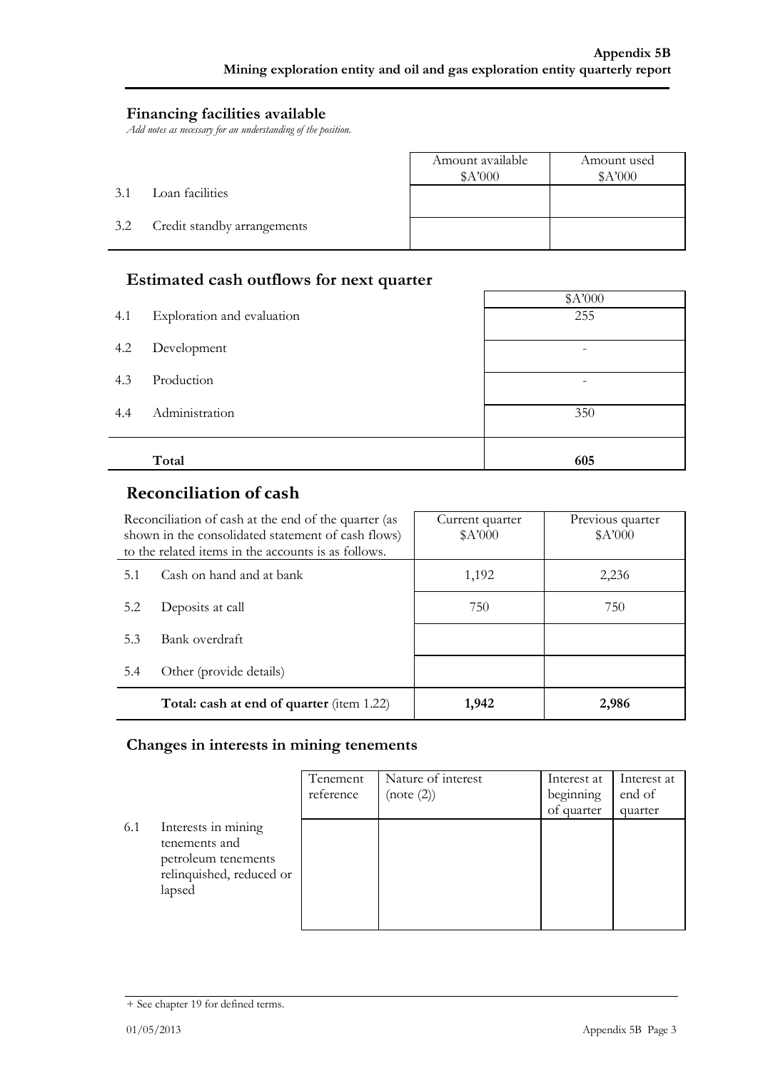## Financing facilities available

*Add notes as necessary for an understanding of the position.*

| | | Amount available $A'000 | Amount used $A'000 |
|---|---|---|---|
| 3.1 | Loan facilities | | |
| 3.2 | Credit standby arrangements | | |

## Estimated cash outflows for next quarter

| | | $A'000 |
|---|---|---|
| 4.1 | Exploration and evaluation | 255 |
| 4.2 | Development | - |
| 4.3 | Production | - |
| 4.4 | Administration | 350 |
| | **Total** | **605** |

## Reconciliation of cash

| Reconciliation of cash at the end of the quarter (as shown in the consolidated statement of cash flows) to the related items in the accounts is as follows. | | Current quarter $A'000 | Previous quarter $A'000 |
|---|---|---|---|
| 5.1 | Cash on hand and at bank | 1,192 | 2,236 |
| 5.2 | Deposits at call | 750 | 750 |
| 5.3 | Bank overdraft | | |
| 5.4 | Other (provide details) | | |
| | **Total: cash at end of quarter** (item 1.22) | **1,942** | **2,986** |

## Changes in interests in mining tenements

| | | Tenement reference | Nature of interest (note (2)) | Interest at beginning of quarter | Interest at end of quarter |
|---|---|---|---|---|---|
| 6.1 | Interests in mining tenements and petroleum tenements relinquished, reduced or lapsed | | | | |

+ See chapter 19 for defined terms.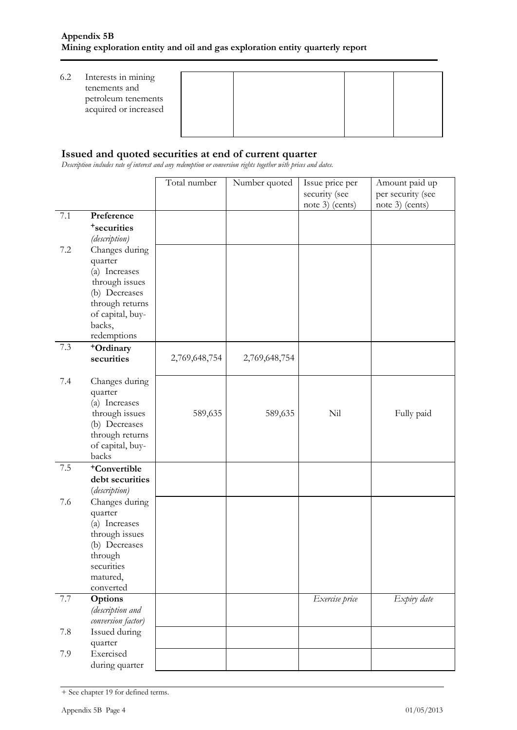| | | | | | |
|---|---|---|---|---|---|
| 6.2 | Interests in mining tenements and petroleum tenements acquired or increased | | | | |

## Issued and quoted securities at end of current quarter

*Description includes rate of interest and any redemption or conversion rights together with prices and dates.*

| | | Total number | Number quoted | Issue price per security (see note 3) (cents) | Amount paid up per security (see note 3) (cents) |
|---|---|---|---|---|---|
| 7.1 | **Preference +securities** *(description)* | | | | |
| 7.2 | Changes during quarter (a) Increases through issues (b) Decreases through returns of capital, buy-backs, redemptions | | | | |
| 7.3 | **+Ordinary securities** | 2,769,648,754 | 2,769,648,754 | | |
| 7.4 | Changes during quarter (a) Increases through issues (b) Decreases through returns of capital, buy-backs | 589,635 | 589,635 | Nil | Fully paid |
| 7.5 | **+Convertible debt securities** *(description)* | | | | |
| 7.6 | Changes during quarter (a) Increases through issues (b) Decreases through securities matured, converted | | | | |
| 7.7 | **Options** *(description and conversion factor)* | | | *Exercise price* | *Expiry date* |
| 7.8 | Issued during quarter | | | | |
| 7.9 | Exercised during quarter | | | | |

+ See chapter 19 for defined terms.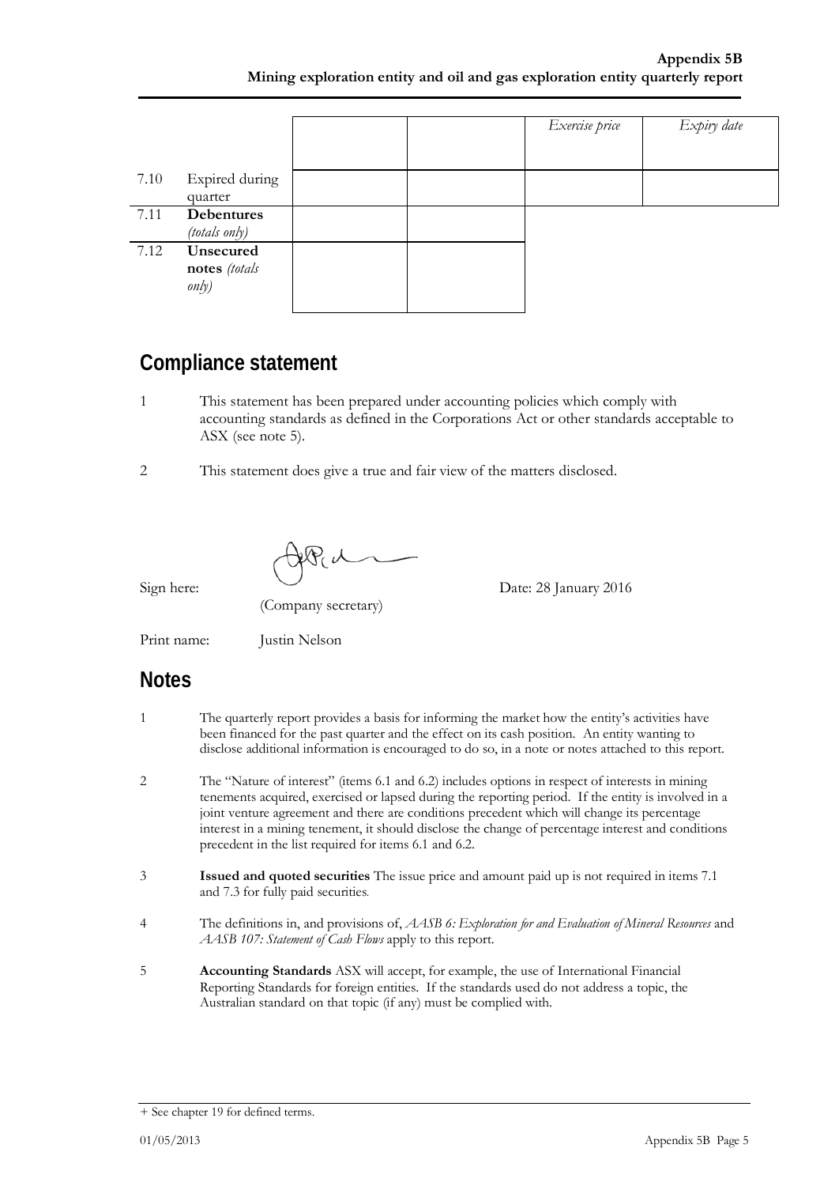| | | | | Exercise price | Expiry date |
|---|---|---|---|---|---|
| 7.10 | Expired during quarter | | | | |
| 7.11 | **Debentures** *(totals only)* | | | | |
| 7.12 | **Unsecured notes** *(totals only)* | | | | |

## Compliance statement

1 This statement has been prepared under accounting policies which comply with accounting standards as defined in the Corporations Act or other standards acceptable to ASX (see note 5).

2 This statement does give a true and fair view of the matters disclosed.

Sign here: (Company secretary) Date: 28 January 2016

Print name: Justin Nelson

## Notes

1 The quarterly report provides a basis for informing the market how the entity's activities have been financed for the past quarter and the effect on its cash position. An entity wanting to disclose additional information is encouraged to do so, in a note or notes attached to this report.

2 The "Nature of interest" (items 6.1 and 6.2) includes options in respect of interests in mining tenements acquired, exercised or lapsed during the reporting period. If the entity is involved in a joint venture agreement and there are conditions precedent which will change its percentage interest in a mining tenement, it should disclose the change of percentage interest and conditions precedent in the list required for items 6.1 and 6.2.

3 **Issued and quoted securities** The issue price and amount paid up is not required in items 7.1 and 7.3 for fully paid securities.

4 The definitions in, and provisions of, *AASB 6: Exploration for and Evaluation of Mineral Resources* and *AASB 107: Statement of Cash Flows* apply to this report.

5 **Accounting Standards** ASX will accept, for example, the use of International Financial Reporting Standards for foreign entities. If the standards used do not address a topic, the Australian standard on that topic (if any) must be complied with.

+ See chapter 19 for defined terms.